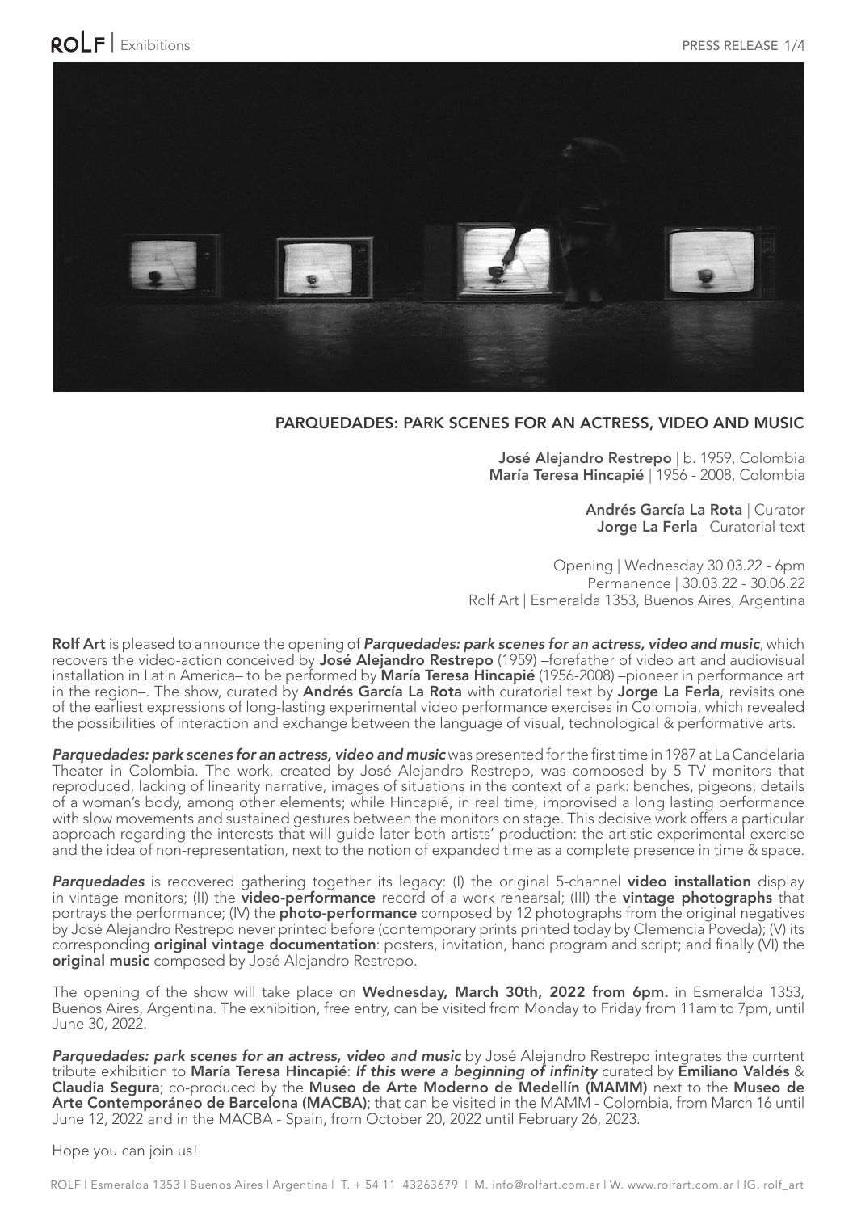## PARQUEDADES: PARK SCENES FOR AN ACTRESS, VIDEO AND MUSIC

**José Alejandro Restrepo** | b. 1959, Colombia
**María Teresa Hincapié** | 1956 - 2008, Colombia

**Andrés García La Rota** | Curator
**Jorge La Ferla** | Curatorial text

Opening | Wednesday 30.03.22 - 6pm
Permanence | 30.03.22 - 30.06.22
Rolf Art | Esmeralda 1353, Buenos Aires, Argentina

**Rolf Art** is pleased to announce the opening of ***Parquedades: park scenes for an actress, video and music***, which recovers the video-action conceived by **José Alejandro Restrepo** (1959) –forefather of video art and audiovisual installation in Latin America– to be performed by **María Teresa Hincapié** (1956-2008) –pioneer in performance art in the region–. The show, curated by **Andrés García La Rota** with curatorial text by **Jorge La Ferla**, revisits one of the earliest expressions of long-lasting experimental video performance exercises in Colombia, which revealed the possibilities of interaction and exchange between the language of visual, technological & performative arts.

***Parquedades: park scenes for an actress, video and music*** was presented for the first time in 1987 at La Candelaria Theater in Colombia. The work, created by José Alejandro Restrepo, was composed by 5 TV monitors that reproduced, lacking of linearity narrative, images of situations in the context of a park: benches, pigeons, details of a woman's body, among other elements; while Hincapié, in real time, improvised a long lasting performance with slow movements and sustained gestures between the monitors on stage. This decisive work offers a particular approach regarding the interests that will guide later both artists' production: the artistic experimental exercise and the idea of non-representation, next to the notion of expanded time as a complete presence in time & space.

***Parquedades*** is recovered gathering together its legacy: (I) the original 5-channel **video installation** display in vintage monitors; (II) the **video-performance** record of a work rehearsal; (III) the **vintage photographs** that portrays the performance; (IV) the **photo-performance** composed by 12 photographs from the original negatives by José Alejandro Restrepo never printed before (contemporary prints printed today by Clemencia Poveda); (V) its corresponding **original vintage documentation**: posters, invitation, hand program and script; and finally (VI) the **original music** composed by José Alejandro Restrepo.

The opening of the show will take place on **Wednesday, March 30th, 2022 from 6pm.** in Esmeralda 1353, Buenos Aires, Argentina. The exhibition, free entry, can be visited from Monday to Friday from 11am to 7pm, until June 30, 2022.

***Parquedades: park scenes for an actress, video and music*** by José Alejandro Restrepo integrates the currtent tribute exhibition to **María Teresa Hincapié**: ***If this were a beginning of infinity*** curated by **Emiliano Valdés** & **Claudia Segura**; co-produced by the **Museo de Arte Moderno de Medellín (MAMM)** next to the **Museo de Arte Contemporáneo de Barcelona (MACBA)**; that can be visited in the MAMM - Colombia, from March 16 until June 12, 2022 and in the MACBA - Spain, from October 20, 2022 until February 26, 2023.

Hope you can join us!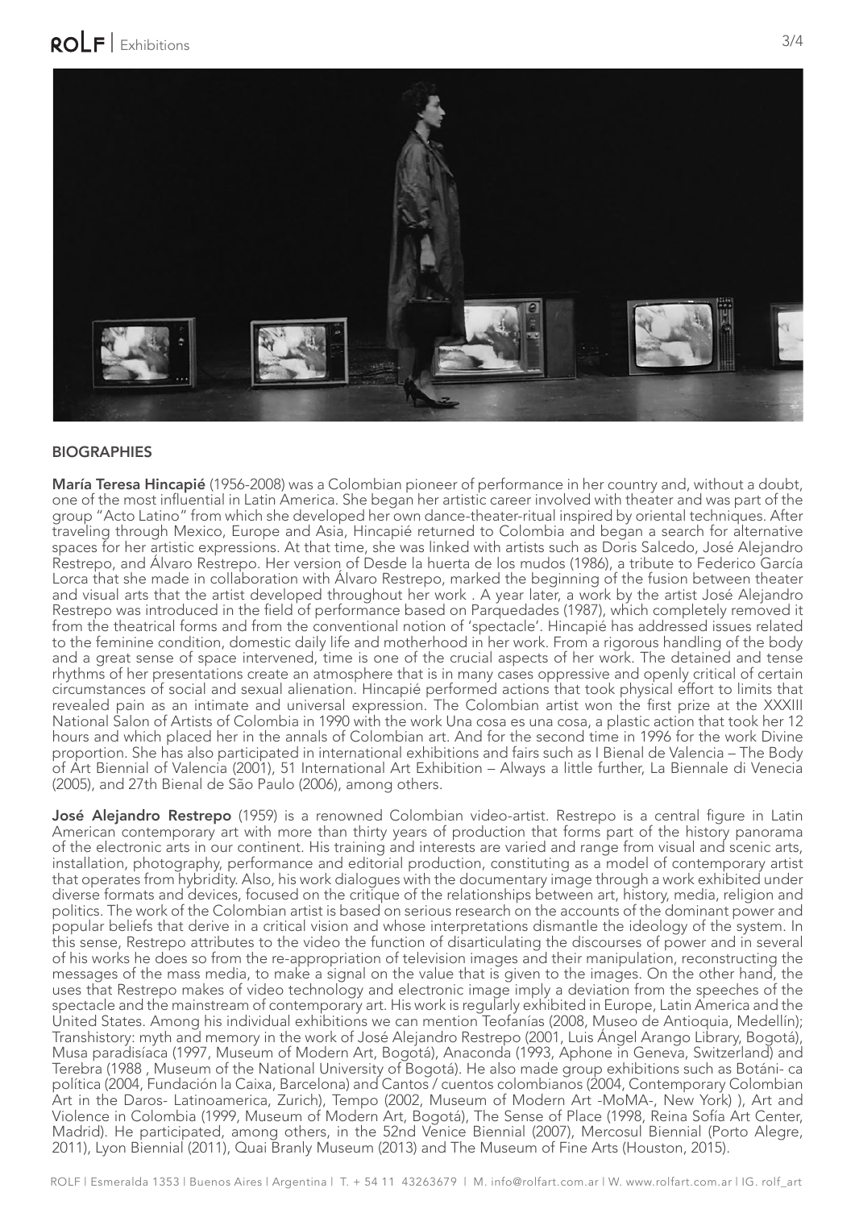## BIOGRAPHIES

**María Teresa Hincapié** (1956-2008) was a Colombian pioneer of performance in her country and, without a doubt, one of the most influential in Latin America. She began her artistic career involved with theater and was part of the group "Acto Latino" from which she developed her own dance-theater-ritual inspired by oriental techniques. After traveling through Mexico, Europe and Asia, Hincapié returned to Colombia and began a search for alternative spaces for her artistic expressions. At that time, she was linked with artists such as Doris Salcedo, José Alejandro Restrepo, and Álvaro Restrepo. Her version of Desde la huerta de los mudos (1986), a tribute to Federico García Lorca that she made in collaboration with Álvaro Restrepo, marked the beginning of the fusion between theater and visual arts that the artist developed throughout her work . A year later, a work by the artist José Alejandro Restrepo was introduced in the field of performance based on Parquedades (1987), which completely removed it from the theatrical forms and from the conventional notion of 'spectacle'. Hincapié has addressed issues related to the feminine condition, domestic daily life and motherhood in her work. From a rigorous handling of the body and a great sense of space intervened, time is one of the crucial aspects of her work. The detained and tense rhythms of her presentations create an atmosphere that is in many cases oppressive and openly critical of certain circumstances of social and sexual alienation. Hincapié performed actions that took physical effort to limits that revealed pain as an intimate and universal expression. The Colombian artist won the first prize at the XXXIII National Salon of Artists of Colombia in 1990 with the work Una cosa es una cosa, a plastic action that took her 12 hours and which placed her in the annals of Colombian art. And for the second time in 1996 for the work Divine proportion. She has also participated in international exhibitions and fairs such as I Bienal de Valencia – The Body of Art Biennial of Valencia (2001), 51 International Art Exhibition – Always a little further, La Biennale di Venecia (2005), and 27th Bienal de São Paulo (2006), among others.

**José Alejandro Restrepo** (1959) is a renowned Colombian video-artist. Restrepo is a central figure in Latin American contemporary art with more than thirty years of production that forms part of the history panorama of the electronic arts in our continent. His training and interests are varied and range from visual and scenic arts, installation, photography, performance and editorial production, constituting as a model of contemporary artist that operates from hybridity. Also, his work dialogues with the documentary image through a work exhibited under diverse formats and devices, focused on the critique of the relationships between art, history, media, religion and politics. The work of the Colombian artist is based on serious research on the accounts of the dominant power and popular beliefs that derive in a critical vision and whose interpretations dismantle the ideology of the system. In this sense, Restrepo attributes to the video the function of disarticulating the discourses of power and in several of his works he does so from the re-appropriation of television images and their manipulation, reconstructing the messages of the mass media, to make a signal on the value that is given to the images. On the other hand, the uses that Restrepo makes of video technology and electronic image imply a deviation from the speeches of the spectacle and the mainstream of contemporary art. His work is regularly exhibited in Europe, Latin America and the United States. Among his individual exhibitions we can mention Teofanías (2008, Museo de Antioquia, Medellín); Transhistory: myth and memory in the work of José Alejandro Restrepo (2001, Luis Ángel Arango Library, Bogotá), Musa paradisíaca (1997, Museum of Modern Art, Bogotá), Anaconda (1993, Aphone in Geneva, Switzerland) and Terebra (1988 , Museum of the National University of Bogotá). He also made group exhibitions such as Botáni- ca política (2004, Fundación la Caixa, Barcelona) and Cantos / cuentos colombianos (2004, Contemporary Colombian Art in the Daros- Latinoamerica, Zurich), Tempo (2002, Museum of Modern Art -MoMA-, New York) ), Art and Violence in Colombia (1999, Museum of Modern Art, Bogotá), The Sense of Place (1998, Reina Sofía Art Center, Madrid). He participated, among others, in the 52nd Venice Biennial (2007), Mercosul Biennial (Porto Alegre, 2011), Lyon Biennial (2011), Quai Branly Museum (2013) and The Museum of Fine Arts (Houston, 2015).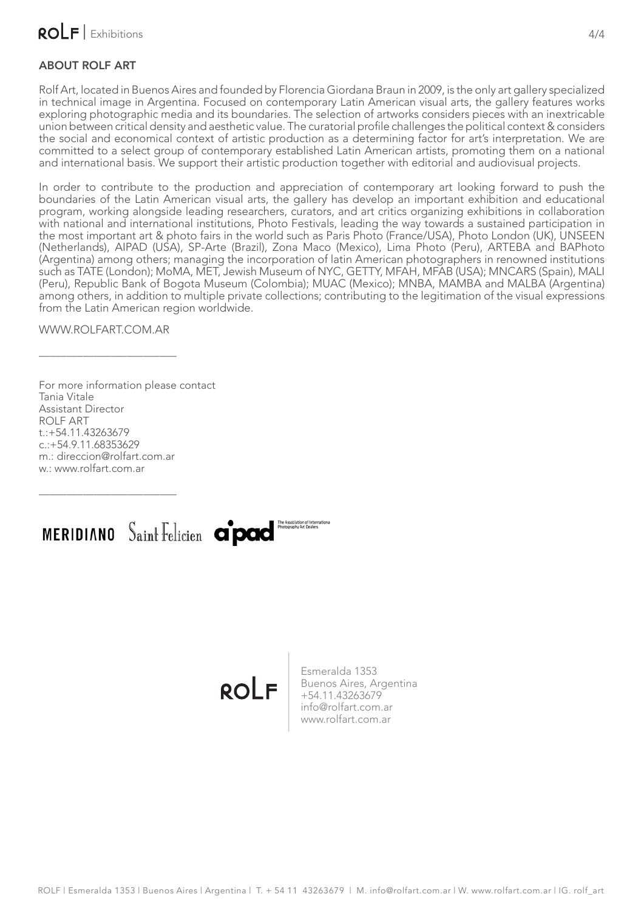## ABOUT ROLF ART

Rolf Art, located in Buenos Aires and founded by Florencia Giordana Braun in 2009, is the only art gallery specialized in technical image in Argentina. Focused on contemporary Latin American visual arts, the gallery features works exploring photographic media and its boundaries. The selection of artworks considers pieces with an inextricable union between critical density and aesthetic value. The curatorial profile challenges the political context & considers the social and economical context of artistic production as a determining factor for art's interpretation. We are committed to a select group of contemporary established Latin American artists, promoting them on a national and international basis. We support their artistic production together with editorial and audiovisual projects.

In order to contribute to the production and appreciation of contemporary art looking forward to push the boundaries of the Latin American visual arts, the gallery has develop an important exhibition and educational program, working alongside leading researchers, curators, and art critics organizing exhibitions in collaboration with national and international institutions, Photo Festivals, leading the way towards a sustained participation in the most important art & photo fairs in the world such as Paris Photo (France/USA), Photo London (UK), UNSEEN (Netherlands), AIPAD (USA), SP-Arte (Brazil), Zona Maco (Mexico), Lima Photo (Peru), ARTEBA and BAPhoto (Argentina) among others; managing the incorporation of latin American photographers in renowned institutions such as TATE (London); MoMA, MET, Jewish Museum of NYC, GETTY, MFAH, MFAB (USA); MNCARS (Spain), MALI (Peru), Republic Bank of Bogota Museum (Colombia); MUAC (Mexico); MNBA, MAMBA and MALBA (Argentina) among others, in addition to multiple private collections; contributing to the legitimation of the visual expressions from the Latin American region worldwide.

WWW.ROLFART.COM.AR

---

For more information please contact  
Tania Vitale  
Assistant Director  
ROLF ART  
t.:+54.11.43263679  
c.:+54.9.11.68353629  
m.: direccion@rolfart.com.ar  
w.: www.rolfart.com.ar

---

MERIDIANO Saint Felicien aipad The Association of International Photography Art Dealers

ROLF

Esmeralda 1353  
Buenos Aires, Argentina  
+54.11.43263679  
info@rolfart.com.ar  
www.rolfart.com.ar